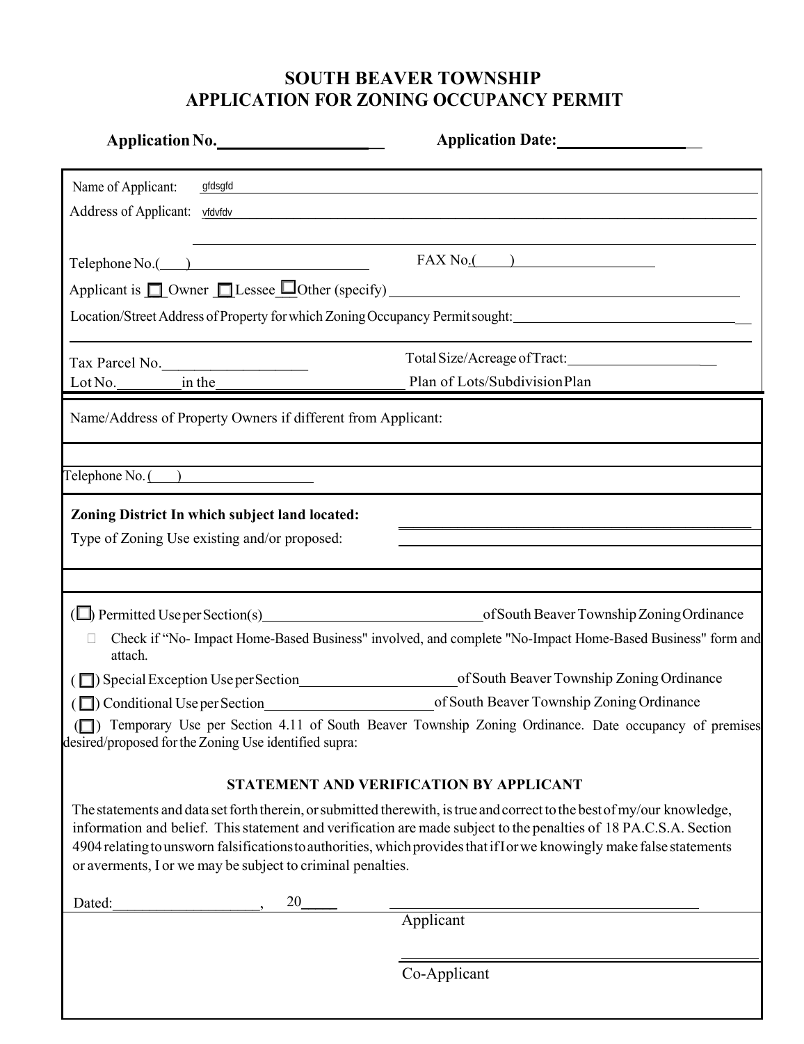# SOUTH BEAVER TOWNSHIP
# APPLICATION FOR ZONING OCCUPANCY PERMIT

**Application No.**\_\_\_\_\_\_\_\_\_\_\_\_\_\_\_\_\_\_\_\_ **Application Date:**\_\_\_\_\_\_\_\_\_\_\_\_\_\_\_\_\_\_

Name of Applicant: gfdsgfd

Address of Applicant: vfdvfdv

Telephone No.(\_\_\_\_)\_\_\_\_\_\_\_\_\_\_\_\_\_\_\_\_\_\_\_\_ FAX No.(\_\_\_\_)\_\_\_\_\_\_\_\_\_\_\_\_\_\_\_\_\_\_

Applicant is ☐ Owner ☐ Lessee ☐ Other (specify) \_\_\_\_\_\_\_\_\_\_\_\_\_\_\_\_\_\_\_\_\_\_\_\_\_\_\_\_\_\_\_\_\_\_\_\_

Location/Street Address of Property for which Zoning Occupancy Permit sought: \_\_\_\_\_\_\_\_\_\_\_\_\_\_\_\_\_\_\_\_\_\_\_\_\_\_\_\_\_\_

Tax Parcel No.\_\_\_\_\_\_\_\_\_\_\_\_\_\_\_\_\_\_\_\_ Total Size/Acreage of Tract:\_\_\_\_\_\_\_\_\_\_\_\_\_\_\_\_\_\_\_\_

Lot No.\_\_\_\_\_\_\_\_ in the \_\_\_\_\_\_\_\_\_\_\_\_\_\_\_\_\_\_\_\_\_\_\_\_ Plan of Lots/Subdivision Plan

Name/Address of Property Owners if different from Applicant:

Telephone No. (\_\_\_\_)\_\_\_\_\_\_\_\_\_\_\_\_\_\_\_\_\_\_

**Zoning District In which subject land located:** \_\_\_\_\_\_\_\_\_\_\_\_\_\_\_\_\_\_\_\_\_\_\_\_\_\_\_\_\_\_\_\_\_\_\_\_

Type of Zoning Use existing and/or proposed: \_\_\_\_\_\_\_\_\_\_\_\_\_\_\_\_\_\_\_\_\_\_\_\_\_\_\_\_\_\_\_\_\_\_\_\_

(☐) Permitted Use per Section(s)\_\_\_\_\_\_\_\_\_\_\_\_\_\_\_\_\_\_\_\_\_\_\_\_\_\_\_\_ of South Beaver Township Zoning Ordinance

☐ Check if "No- Impact Home-Based Business" involved, and complete "No-Impact Home-Based Business" form and attach.

(☐) Special Exception Use per Section\_\_\_\_\_\_\_\_\_\_\_\_\_\_\_\_\_\_\_\_\_\_ of South Beaver Township Zoning Ordinance

(☐) Conditional Use per Section\_\_\_\_\_\_\_\_\_\_\_\_\_\_\_\_\_\_\_\_\_\_\_ of South Beaver Township Zoning Ordinance

(☐) Temporary Use per Section 4.11 of South Beaver Township Zoning Ordinance. Date occupancy of premises desired/proposed for the Zoning Use identified supra:

### STATEMENT AND VERIFICATION BY APPLICANT

The statements and data set forth therein, or submitted therewith, is true and correct to the best of my/our knowledge, information and belief. This statement and verification are made subject to the penalties of 18 PA.C.S.A. Section 4904 relating to unsworn falsifications to authorities, which provides that if I or we knowingly make false statements or averments, I or we may be subject to criminal penalties.

Dated:\_\_\_\_\_\_\_\_\_\_\_\_\_\_\_\_\_\_\_\_, 20\_\_\_\_\_ \_\_\_\_\_\_\_\_\_\_\_\_\_\_\_\_\_\_\_\_\_\_\_\_\_\_\_\_\_\_\_\_\_\_\_\_\_\_\_\_

Applicant

\_\_\_\_\_\_\_\_\_\_\_\_\_\_\_\_\_\_\_\_\_\_\_\_\_\_\_\_\_\_\_\_\_\_\_\_\_\_\_\_

Co-Applicant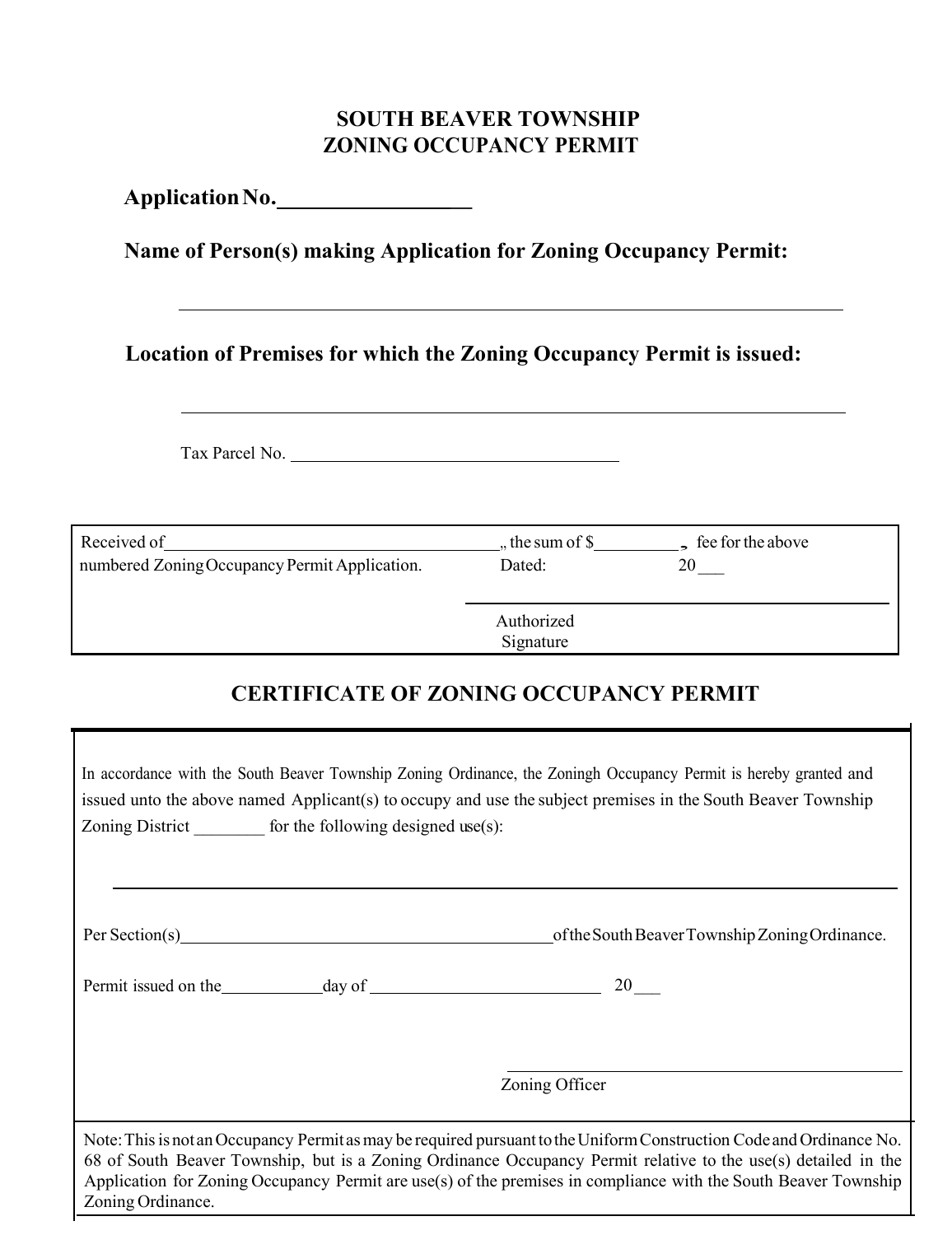# SOUTH BEAVER TOWNSHIP
# ZONING OCCUPANCY PERMIT

**Application No.__________________**

**Name of Person(s) making Application for Zoning Occupancy Permit:**

______________________________________________________________

**Location of Premises for which the Zoning Occupancy Permit is issued:**

______________________________________________________________

Tax Parcel No. ______________________________________

---

Received of________________________________________„ the sum of $__________, fee for the above numbered Zoning Occupancy Permit Application. Dated: 20___

______________________________________

Authorized Signature

---

## CERTIFICATE OF ZONING OCCUPANCY PERMIT

In accordance with the South Beaver Township Zoning Ordinance, the Zoningh Occupancy Permit is hereby granted and issued unto the above named Applicant(s) to occupy and use the subject premises in the South Beaver Township Zoning District ________ for the following designed use(s):

______________________________________________________________

Per Section(s)____________________________________________of the South Beaver Township Zoning Ordinance.

Permit issued on the___________day of __________________________ 20___

______________________________________

Zoning Officer

---

Note: This is not an Occupancy Permit as may be required pursuant to the Uniform Construction Code and Ordinance No. 68 of South Beaver Township, but is a Zoning Ordinance Occupancy Permit relative to the use(s) detailed in the Application for Zoning Occupancy Permit are use(s) of the premises in compliance with the South Beaver Township Zoning Ordinance.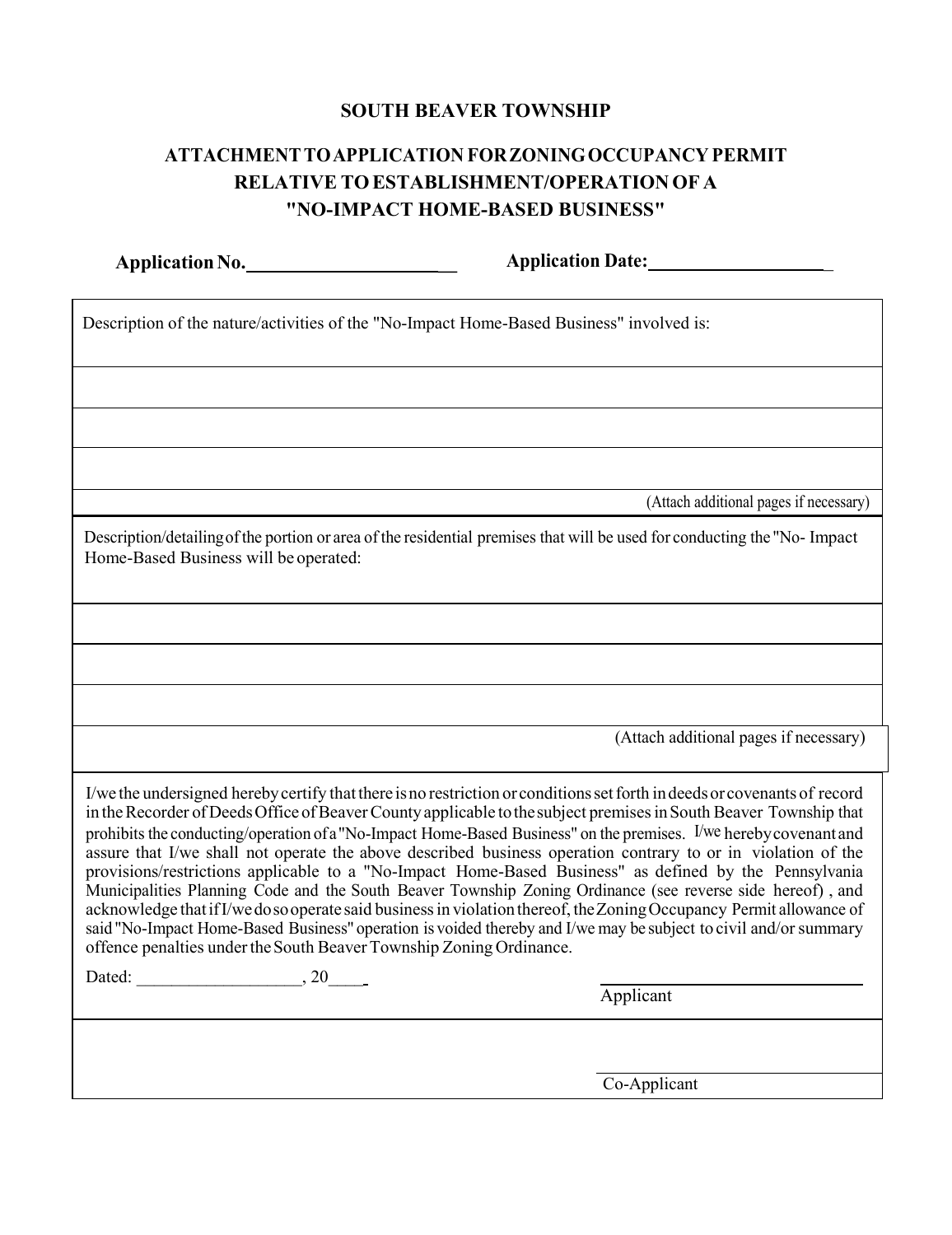**SOUTH BEAVER TOWNSHIP**

**ATTACHMENT TO APPLICATION FOR ZONING OCCUPANCY PERMIT RELATIVE TO ESTABLISHMENT/OPERATION OF A "NO-IMPACT HOME-BASED BUSINESS"**

**Application No.**\_\_\_\_\_\_\_\_\_\_\_\_\_\_\_\_\_\_\_\_\_\_ **Application Date:**\_\_\_\_\_\_\_\_\_\_\_\_\_\_\_\_\_\_\_\_

Description of the nature/activities of the "No-Impact Home-Based Business" involved is:

\_\_\_\_\_\_\_\_\_\_\_\_\_\_\_\_\_\_\_\_\_\_\_\_\_\_\_\_\_\_\_\_\_\_\_\_\_\_\_\_\_\_\_\_\_\_\_\_\_\_\_\_\_\_\_\_\_\_\_\_

\_\_\_\_\_\_\_\_\_\_\_\_\_\_\_\_\_\_\_\_\_\_\_\_\_\_\_\_\_\_\_\_\_\_\_\_\_\_\_\_\_\_\_\_\_\_\_\_\_\_\_\_\_\_\_\_\_\_\_\_

\_\_\_\_\_\_\_\_\_\_\_\_\_\_\_\_\_\_\_\_\_\_\_\_\_\_\_\_\_\_\_\_\_\_\_\_\_\_\_\_\_\_\_\_\_\_\_\_\_\_\_\_\_\_\_\_\_\_\_\_

(Attach additional pages if necessary)

Description/detailing of the portion or area of the residential premises that will be used for conducting the "No- Impact Home-Based Business will be operated:

\_\_\_\_\_\_\_\_\_\_\_\_\_\_\_\_\_\_\_\_\_\_\_\_\_\_\_\_\_\_\_\_\_\_\_\_\_\_\_\_\_\_\_\_\_\_\_\_\_\_\_\_\_\_\_\_\_\_\_\_

\_\_\_\_\_\_\_\_\_\_\_\_\_\_\_\_\_\_\_\_\_\_\_\_\_\_\_\_\_\_\_\_\_\_\_\_\_\_\_\_\_\_\_\_\_\_\_\_\_\_\_\_\_\_\_\_\_\_\_\_

\_\_\_\_\_\_\_\_\_\_\_\_\_\_\_\_\_\_\_\_\_\_\_\_\_\_\_\_\_\_\_\_\_\_\_\_\_\_\_\_\_\_\_\_\_\_\_\_\_\_\_\_\_\_\_\_\_\_\_\_

(Attach additional pages if necessary)

I/we the undersigned hereby certify that there is no restriction or conditions set forth in deeds or covenants of record in the Recorder of Deeds Office of Beaver County applicable to the subject premises in South Beaver Township that prohibits the conducting/operation of a "No-Impact Home-Based Business" on the premises. I/we hereby covenant and assure that I/we shall not operate the above described business operation contrary to or in violation of the provisions/restrictions applicable to a "No-Impact Home-Based Business" as defined by the Pennsylvania Municipalities Planning Code and the South Beaver Township Zoning Ordinance (see reverse side hereof) , and acknowledge that if I/we do so operate said business in violation thereof, the Zoning Occupancy Permit allowance of said "No-Impact Home-Based Business" operation is voided thereby and I/we may be subject to civil and/or summary offence penalties under the South Beaver Township Zoning Ordinance.

Dated: \_\_\_\_\_\_\_\_\_\_\_\_\_\_\_\_\_\_\_, 20\_\_\_\_

\_\_\_\_\_\_\_\_\_\_\_\_\_\_\_\_\_\_\_\_\_\_\_\_\_\_\_\_\_\_\_\_
Applicant

\_\_\_\_\_\_\_\_\_\_\_\_\_\_\_\_\_\_\_\_\_\_\_\_\_\_\_\_\_\_\_\_
Co-Applicant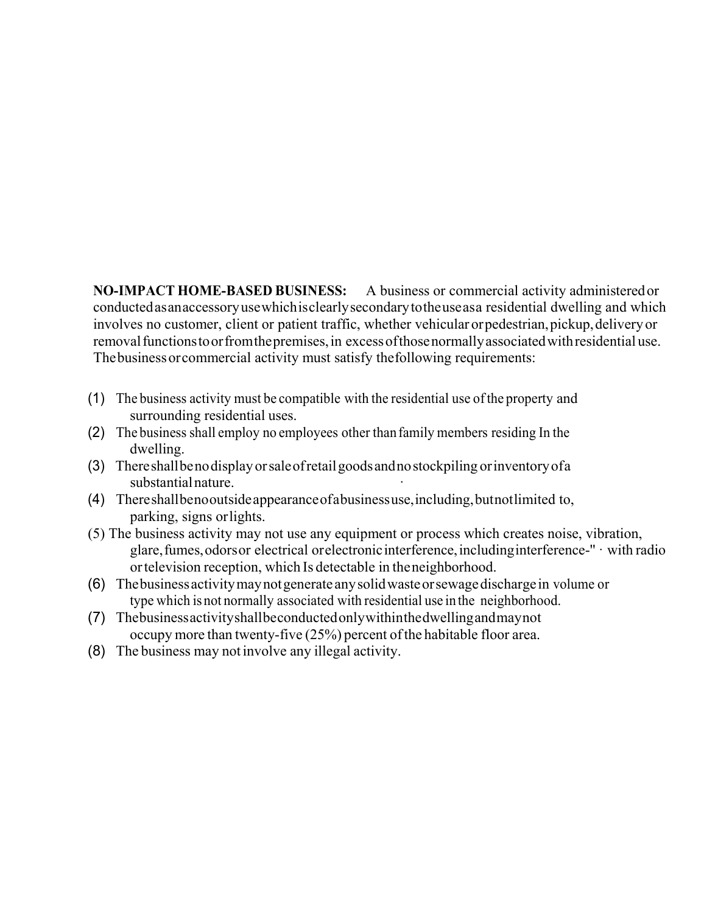**NO-IMPACT HOME-BASED BUSINESS:** A business or commercial activity administered or conducted as an accessory use which is clearly secondary to the use as a residential dwelling and which involves no customer, client or patient traffic, whether vehicular or pedestrian, pickup, delivery or removal functions to or from the premises, in excess of those normally associated with residential use. The business or commercial activity must satisfy the following requirements:

(1) The business activity must be compatible with the residential use of the property and surrounding residential uses.

(2) The business shall employ no employees other than family members residing In the dwelling.

(3) There shall be no display or sale of retail goods and no stockpiling or inventory of a substantial nature.

(4) There shall be no outside appearance of a business use, including, but not limited to, parking, signs or lights.

(5) The business activity may not use any equipment or process which creates noise, vibration, glare, fumes, odors or electrical or electronic interference, including interference-" · with radio or television reception, which Is detectable in the neighborhood.

(6) The business activity may not generate any solid waste or sewage discharge in volume or type which is not normally associated with residential use in the neighborhood.

(7) The business activity shall be conducted only within the dwelling and may not occupy more than twenty-five (25%) percent of the habitable floor area.

(8) The business may not involve any illegal activity.